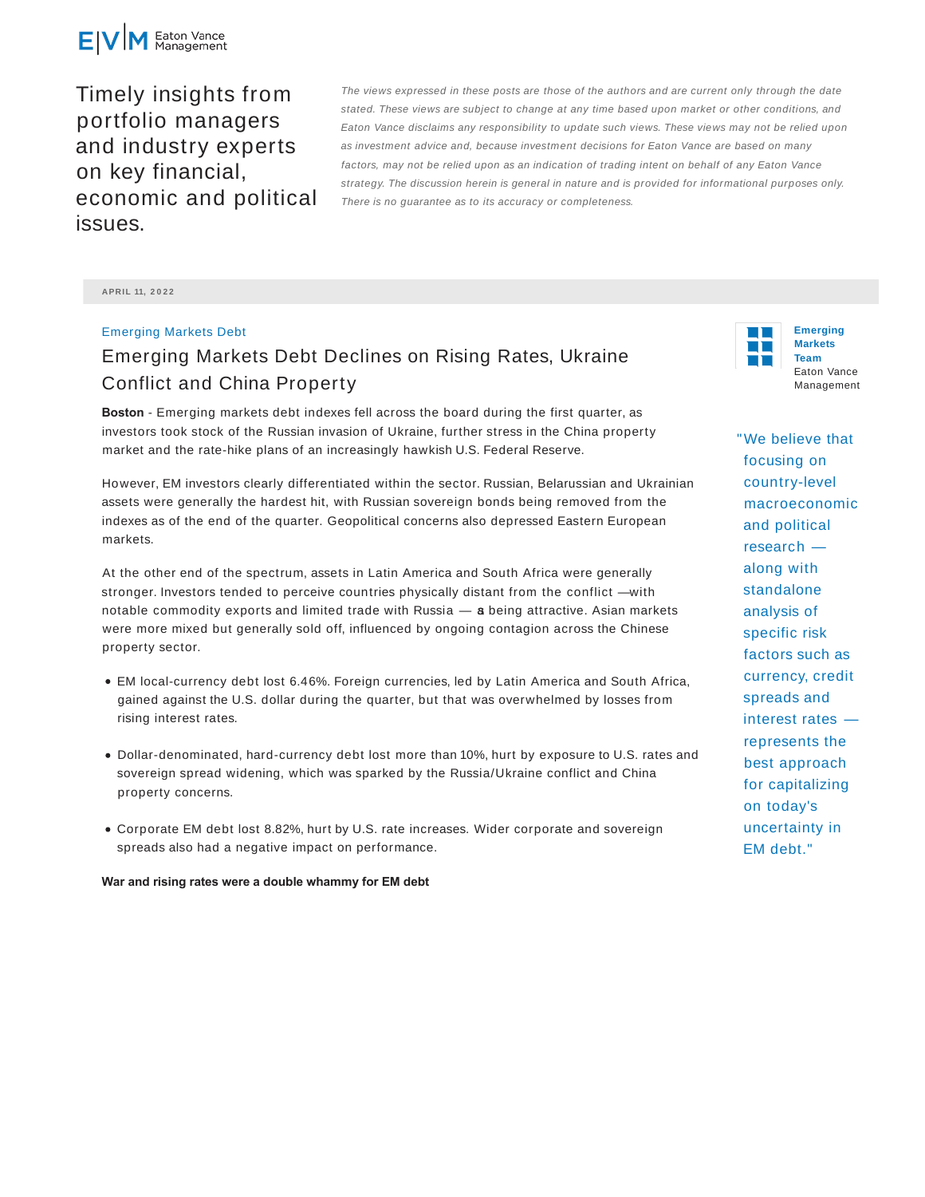Eaton Vance Management

Timely insights from portfolio managers and industry experts on key financial, economic and political issues.

*The views expressed in these posts are those of the authors and are current only through the date stated. These views are subject to change at any time based upon market or other conditions, and Eaton Vance disclaims any responsibility to update such views. These views may not be relied upon as investment advice and, because investment decisions for Eaton Vance are based on many factors, may not be relied upon as an indication of trading intent on behalf of any Eaton Vance strategy. The discussion herein is general in nature and is provided for informational purposes only. There is no guarantee as to its accuracy or completeness.*

APRIL 11, 2022

Emerging Markets Debt

# Emerging Markets Debt Declines on Rising Rates, Ukraine Conflict and China Property

**Emerging Markets Team**
Eaton Vance Management

**Boston** - Emerging markets debt indexes fell across the board during the first quarter, as investors took stock of the Russian invasion of Ukraine, further stress in the China property market and the rate-hike plans of an increasingly hawkish U.S. Federal Reserve.

However, EM investors clearly differentiated within the sector. Russian, Belarussian and Ukrainian assets were generally the hardest hit, with Russian sovereign bonds being removed from the indexes as of the end of the quarter. Geopolitical concerns also depressed Eastern European markets.

At the other end of the spectrum, assets in Latin America and South Africa were generally stronger. Investors tended to perceive countries physically distant from the conflict —with notable commodity exports and limited trade with Russia — a being attractive. Asian markets were more mixed but generally sold off, influenced by ongoing contagion across the Chinese property sector.

- EM local-currency debt lost 6.46%. Foreign currencies, led by Latin America and South Africa, gained against the U.S. dollar during the quarter, but that was overwhelmed by losses from rising interest rates.
- Dollar-denominated, hard-currency debt lost more than 10%, hurt by exposure to U.S. rates and sovereign spread widening, which was sparked by the Russia/Ukraine conflict and China property concerns.
- Corporate EM debt lost 8.82%, hurt by U.S. rate increases. Wider corporate and sovereign spreads also had a negative impact on performance.

> "We believe that focusing on country-level macroeconomic and political research — along with standalone analysis of specific risk factors such as currency, credit spreads and interest rates — represents the best approach for capitalizing on today's uncertainty in EM debt."

**War and rising rates were a double whammy for EM debt**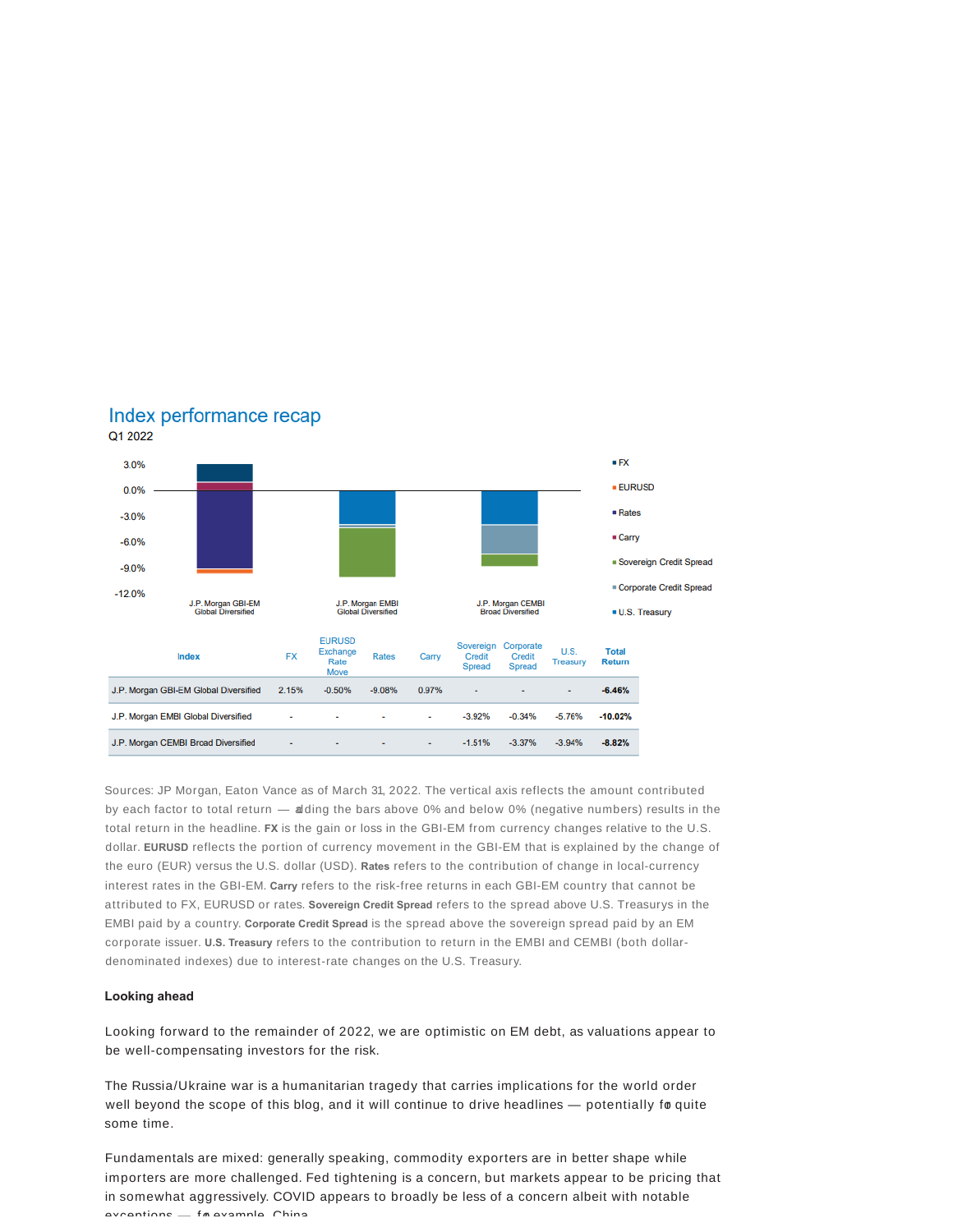## Index performance recap

Q1 2022

| Index | FX | EURUSD Exchange Rate Move | Rates | Carry | Sovereign Credit Spread | Corporate Credit Spread | U.S. Treasury | Total Return |
|---|---|---|---|---|---|---|---|---|
| J.P. Morgan GBI-EM Global Diversified | 2.15% | -0.50% | -9.08% | 0.97% | - | - | - | **-6.46%** |
| J.P. Morgan EMBI Global Diversified | - | - | - | - | -3.92% | -0.34% | -5.76% | **-10.02%** |
| J.P. Morgan CEMBI Broad Diversified | - | - | - | - | -1.51% | -3.37% | -3.94% | **-8.82%** |

Sources: JP Morgan, Eaton Vance as of March 31, 2022. The vertical axis reflects the amount contributed by each factor to total return — adding the bars above 0% and below 0% (negative numbers) results in the total return in the headline. **FX** is the gain or loss in the GBI-EM from currency changes relative to the U.S. dollar. **EURUSD** reflects the portion of currency movement in the GBI-EM that is explained by the change of the euro (EUR) versus the U.S. dollar (USD). **Rates** refers to the contribution of change in local-currency interest rates in the GBI-EM. **Carry** refers to the risk-free returns in each GBI-EM country that cannot be attributed to FX, EURUSD or rates. **Sovereign Credit Spread** refers to the spread above U.S. Treasurys in the EMBI paid by a country. **Corporate Credit Spread** is the spread above the sovereign spread paid by an EM corporate issuer. **U.S. Treasury** refers to the contribution to return in the EMBI and CEMBI (both dollar-denominated indexes) due to interest-rate changes on the U.S. Treasury.

**Looking ahead**

Looking forward to the remainder of 2022, we are optimistic on EM debt, as valuations appear to be well-compensating investors for the risk.

The Russia/Ukraine war is a humanitarian tragedy that carries implications for the world order well beyond the scope of this blog, and it will continue to drive headlines — potentially for quite some time.

Fundamentals are mixed: generally speaking, commodity exporters are in better shape while importers are more challenged. Fed tightening is a concern, but markets appear to be pricing that in somewhat aggressively. COVID appears to broadly be less of a concern albeit with notable exceptions — for example, China.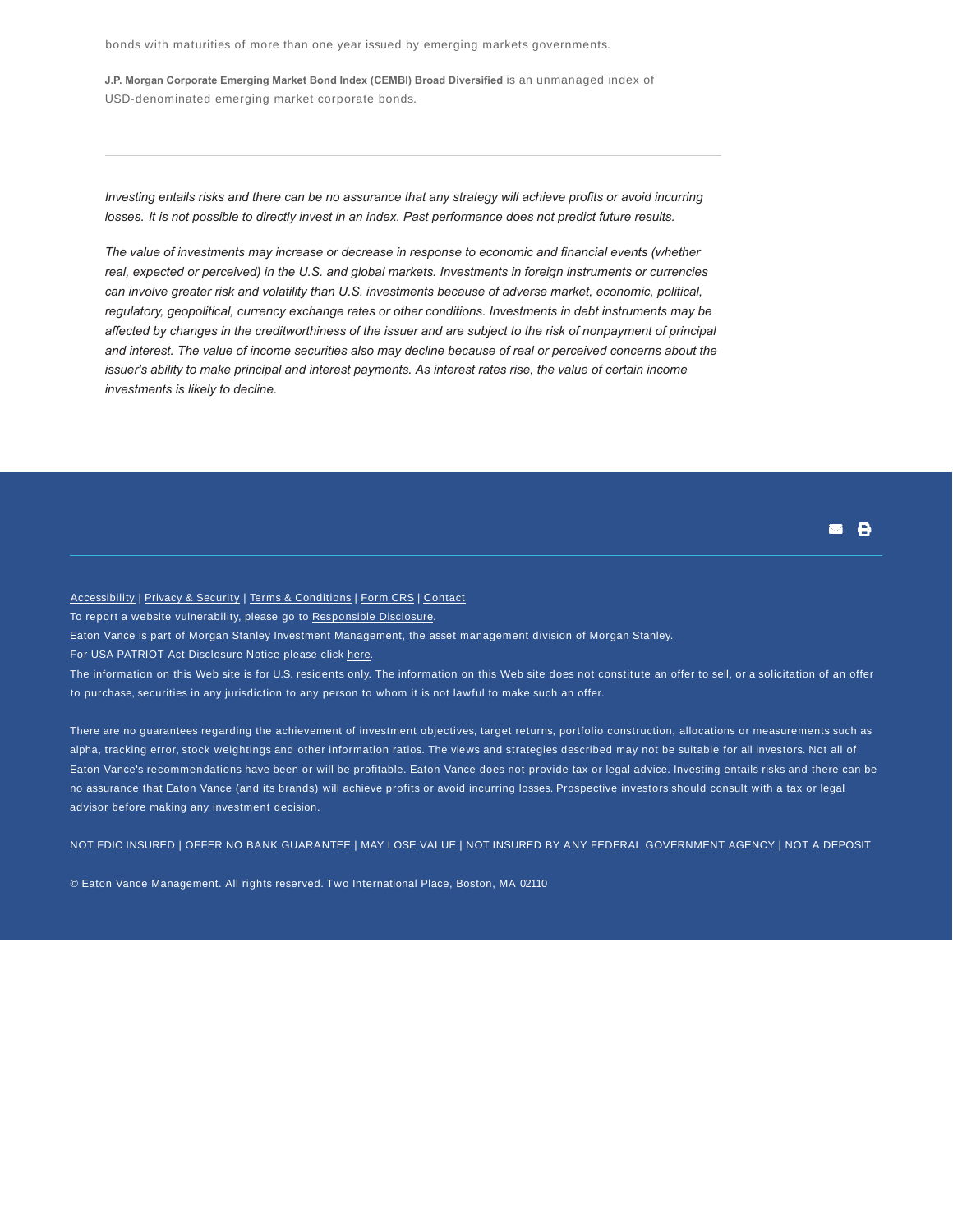bonds with maturities of more than one year issued by emerging markets governments.

**J.P. Morgan Corporate Emerging Market Bond Index (CEMBI) Broad Diversified** is an unmanaged index of USD-denominated emerging market corporate bonds.

---

*Investing entails risks and there can be no assurance that any strategy will achieve profits or avoid incurring losses. It is not possible to directly invest in an index. Past performance does not predict future results.*

*The value of investments may increase or decrease in response to economic and financial events (whether real, expected or perceived) in the U.S. and global markets. Investments in foreign instruments or currencies can involve greater risk and volatility than U.S. investments because of adverse market, economic, political, regulatory, geopolitical, currency exchange rates or other conditions. Investments in debt instruments may be affected by changes in the creditworthiness of the issuer and are subject to the risk of nonpayment of principal and interest. The value of income securities also may decline because of real or perceived concerns about the issuer's ability to make principal and interest payments. As interest rates rise, the value of certain income investments is likely to decline.*

---

Accessibility | Privacy & Security | Terms & Conditions | Form CRS | Contact

To report a website vulnerability, please go to Responsible Disclosure.

Eaton Vance is part of Morgan Stanley Investment Management, the asset management division of Morgan Stanley.

For USA PATRIOT Act Disclosure Notice please click here.

The information on this Web site is for U.S. residents only. The information on this Web site does not constitute an offer to sell, or a solicitation of an offer to purchase, securities in any jurisdiction to any person to whom it is not lawful to make such an offer.

There are no guarantees regarding the achievement of investment objectives, target returns, portfolio construction, allocations or measurements such as alpha, tracking error, stock weightings and other information ratios. The views and strategies described may not be suitable for all investors. Not all of Eaton Vance's recommendations have been or will be profitable. Eaton Vance does not provide tax or legal advice. Investing entails risks and there can be no assurance that Eaton Vance (and its brands) will achieve profits or avoid incurring losses. Prospective investors should consult with a tax or legal advisor before making any investment decision.

NOT FDIC INSURED | OFFER NO BANK GUARANTEE | MAY LOSE VALUE | NOT INSURED BY ANY FEDERAL GOVERNMENT AGENCY | NOT A DEPOSIT

© Eaton Vance Management. All rights reserved. Two International Place, Boston, MA 02110